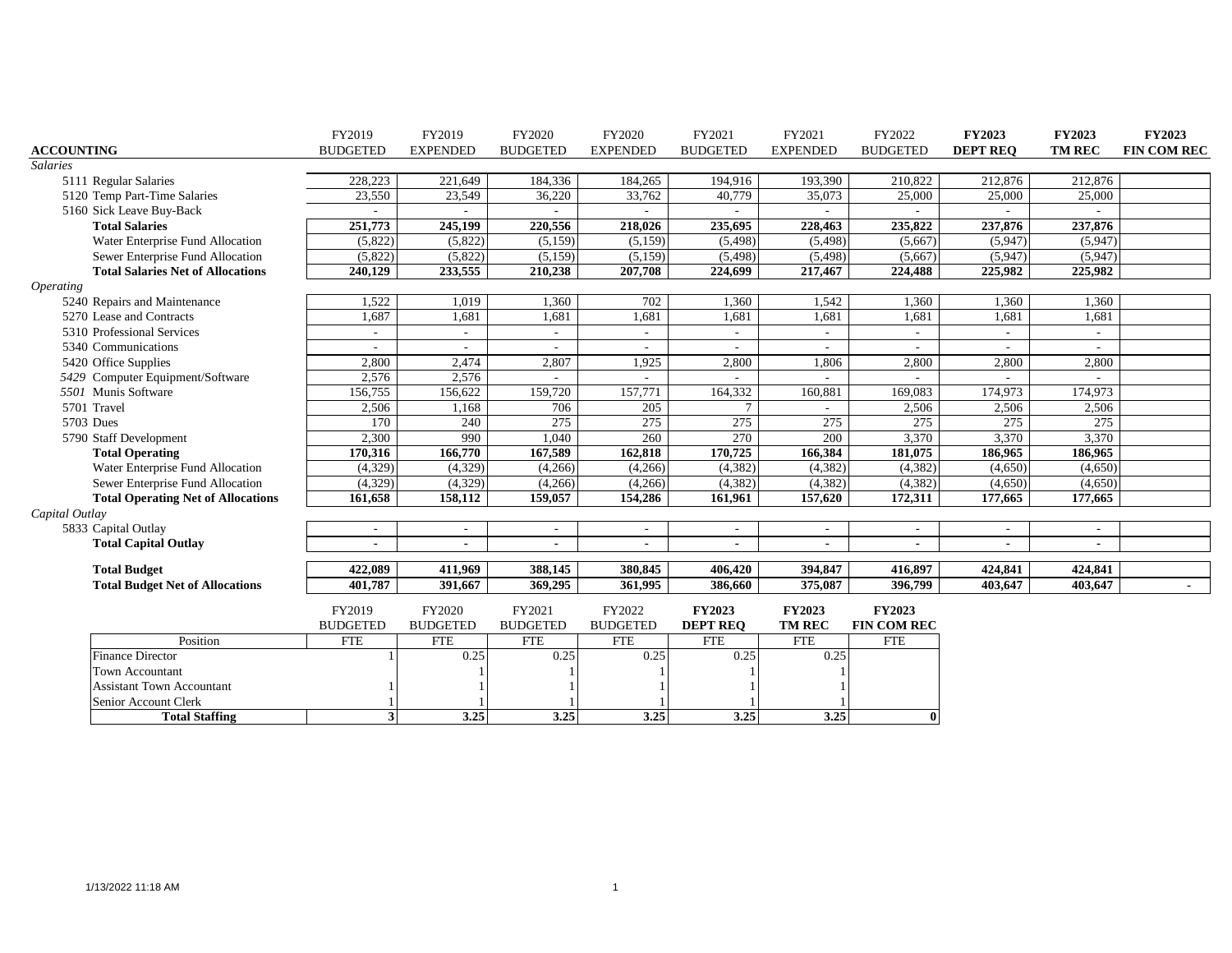| ACCOUNTING | FY2019 BUDGETED | FY2019 EXPENDED | FY2020 BUDGETED | FY2020 EXPENDED | FY2021 BUDGETED | FY2021 EXPENDED | FY2022 BUDGETED | **FY2023 DEPT REQ** | **FY2023 TM REC** | **FY2023 FIN COM REC** |
|---|---|---|---|---|---|---|---|---|---|---|
| *Salaries* | | | | | | | | | | |
| 5111 Regular Salaries | 228,223 | 221,649 | 184,336 | 184,265 | 194,916 | 193,390 | 210,822 | 212,876 | 212,876 | |
| 5120 Temp Part-Time Salaries | 23,550 | 23,549 | 36,220 | 33,762 | 40,779 | 35,073 | 25,000 | 25,000 | 25,000 | |
| 5160 Sick Leave Buy-Back | - | - | - | - | - | - | - | - | - | |
| **Total Salaries** | **251,773** | **245,199** | **220,556** | **218,026** | **235,695** | **228,463** | **235,822** | **237,876** | **237,876** | |
| Water Enterprise Fund Allocation | (5,822) | (5,822) | (5,159) | (5,159) | (5,498) | (5,498) | (5,667) | (5,947) | (5,947) | |
| Sewer Enterprise Fund Allocation | (5,822) | (5,822) | (5,159) | (5,159) | (5,498) | (5,498) | (5,667) | (5,947) | (5,947) | |
| **Total Salaries Net of Allocations** | **240,129** | **233,555** | **210,238** | **207,708** | **224,699** | **217,467** | **224,488** | **225,982** | **225,982** | |
| *Operating* | | | | | | | | | | |
| 5240 Repairs and Maintenance | 1,522 | 1,019 | 1,360 | 702 | 1,360 | 1,542 | 1,360 | 1,360 | 1,360 | |
| 5270 Lease and Contracts | 1,687 | 1,681 | 1,681 | 1,681 | 1,681 | 1,681 | 1,681 | 1,681 | 1,681 | |
| 5310 Professional Services | - | - | - | - | - | - | - | - | - | |
| 5340 Communications | - | - | - | - | - | - | - | - | - | |
| 5420 Office Supplies | 2,800 | 2,474 | 2,807 | 1,925 | 2,800 | 1,806 | 2,800 | 2,800 | 2,800 | |
| *5429* Computer Equipment/Software | 2,576 | 2,576 | - | - | - | - | - | - | - | |
| *5501* Munis Software | 156,755 | 156,622 | 159,720 | 157,771 | 164,332 | 160,881 | 169,083 | 174,973 | 174,973 | |
| 5701 Travel | 2,506 | 1,168 | 706 | 205 | 7 | - | 2,506 | 2,506 | 2,506 | |
| 5703 Dues | 170 | 240 | 275 | 275 | 275 | 275 | 275 | 275 | 275 | |
| 5790 Staff Development | 2,300 | 990 | 1,040 | 260 | 270 | 200 | 3,370 | 3,370 | 3,370 | |
| **Total Operating** | **170,316** | **166,770** | **167,589** | **162,818** | **170,725** | **166,384** | **181,075** | **186,965** | **186,965** | |
| Water Enterprise Fund Allocation | (4,329) | (4,329) | (4,266) | (4,266) | (4,382) | (4,382) | (4,382) | (4,650) | (4,650) | |
| Sewer Enterprise Fund Allocation | (4,329) | (4,329) | (4,266) | (4,266) | (4,382) | (4,382) | (4,382) | (4,650) | (4,650) | |
| **Total Operating Net of Allocations** | **161,658** | **158,112** | **159,057** | **154,286** | **161,961** | **157,620** | **172,311** | **177,665** | **177,665** | |
| *Capital Outlay* | | | | | | | | | | |
| 5833 Capital Outlay | - | - | - | - | - | - | - | - | - | |
| **Total Capital Outlay** | **-** | **-** | **-** | **-** | **-** | **-** | **-** | **-** | **-** | |
| **Total Budget** | **422,089** | **411,969** | **388,145** | **380,845** | **406,420** | **394,847** | **416,897** | **424,841** | **424,841** | |
| **Total Budget Net of Allocations** | **401,787** | **391,667** | **369,295** | **361,995** | **386,660** | **375,087** | **396,799** | **403,647** | **403,647** | **-** |

| Position | FY2019 BUDGETED FTE | FY2020 BUDGETED FTE | FY2021 BUDGETED FTE | FY2022 BUDGETED FTE | **FY2023 DEPT REQ** FTE | **FY2023 TM REC** FTE | **FY2023 FIN COM REC** FTE |
|---|---|---|---|---|---|---|---|
| Finance Director | 1 | 0.25 | 0.25 | 0.25 | 0.25 | 0.25 | |
| Town Accountant | | 1 | 1 | 1 | 1 | 1 | |
| Assistant Town Accountant | 1 | 1 | 1 | 1 | 1 | 1 | |
| Senior Account Clerk | 1 | 1 | 1 | 1 | 1 | 1 | |
| **Total Staffing** | **3** | **3.25** | **3.25** | **3.25** | **3.25** | **3.25** | **0** |

1/13/2022 11:18 AM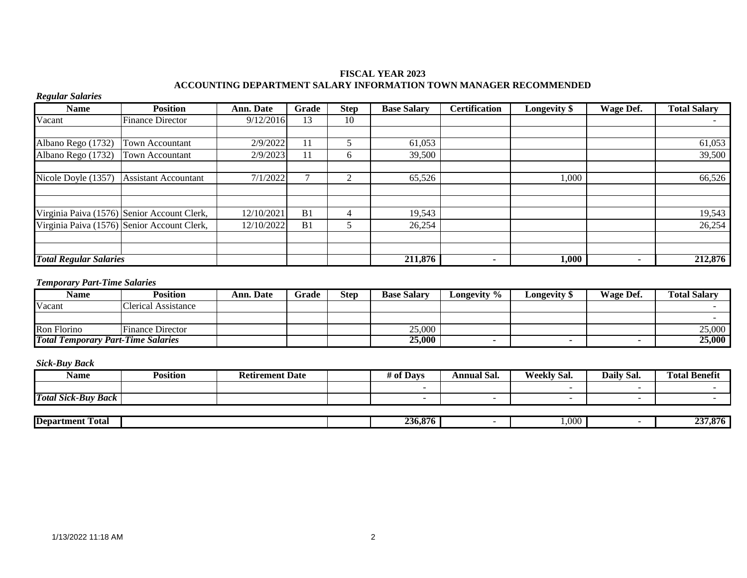**FISCAL YEAR 2023**

**ACCOUNTING DEPARTMENT SALARY INFORMATION TOWN MANAGER RECOMMENDED**

***Regular Salaries***

| Name | Position | Ann. Date | Grade | Step | Base Salary | Certification | Longevity $ | Wage Def. | Total Salary |
|---|---|---|---|---|---|---|---|---|---|
| Vacant | Finance Director | 9/12/2016 | 13 | 10 | | | | | - |
| | | | | | | | | | |
| Albano Rego (1732) | Town Accountant | 2/9/2022 | 11 | 5 | 61,053 | | | | 61,053 |
| Albano Rego (1732) | Town Accountant | 2/9/2023 | 11 | 6 | 39,500 | | | | 39,500 |
| | | | | | | | | | |
| Nicole Doyle (1357) | Assistant Accountant | 7/1/2022 | 7 | 2 | 65,526 | | 1,000 | | 66,526 |
| | | | | | | | | | |
| | | | | | | | | | |
| Virginia Paiva (1576) | Senior Account Clerk, | 12/10/2021 | B1 | 4 | 19,543 | | | | 19,543 |
| Virginia Paiva (1576) | Senior Account Clerk, | 12/10/2022 | B1 | 5 | 26,254 | | | | 26,254 |
| | | | | | | | | | |
| | | | | | | | | | |
| ***Total Regular Salaries*** | | | | | **211,876** | **-** | **1,000** | **-** | **212,876** |

***Temporary Part-Time Salaries***

| Name | Position | Ann. Date | Grade | Step | Base Salary | Longevity % | Longevity $ | Wage Def. | Total Salary |
|---|---|---|---|---|---|---|---|---|---|
| Vacant | Clerical Assistance | | | | | | | | - |
| | | | | | | | | | - |
| Ron Florino | Finance Director | | | | 25,000 | | | | 25,000 |
| ***Total Temporary Part-Time Salaries*** | | | | | **25,000** | **-** | **-** | **-** | **25,000** |

***Sick-Buy Back***

| Name | Position | Retirement Date | | # of Days | Annual Sal. | Weekly Sal. | Daily Sal. | Total Benefit |
|---|---|---|---|---|---|---|---|---|
| | | | | - | | - | - | - |
| ***Total Sick-Buy Back*** | | | | - | - | - | - | - |

| | | | Base Salary | | Longevity $ | | Total Salary |
|---|---|---|---|---|---|---|---|
| **Department Total** | | | **236,876** | - | 1,000 | - | **237,876** |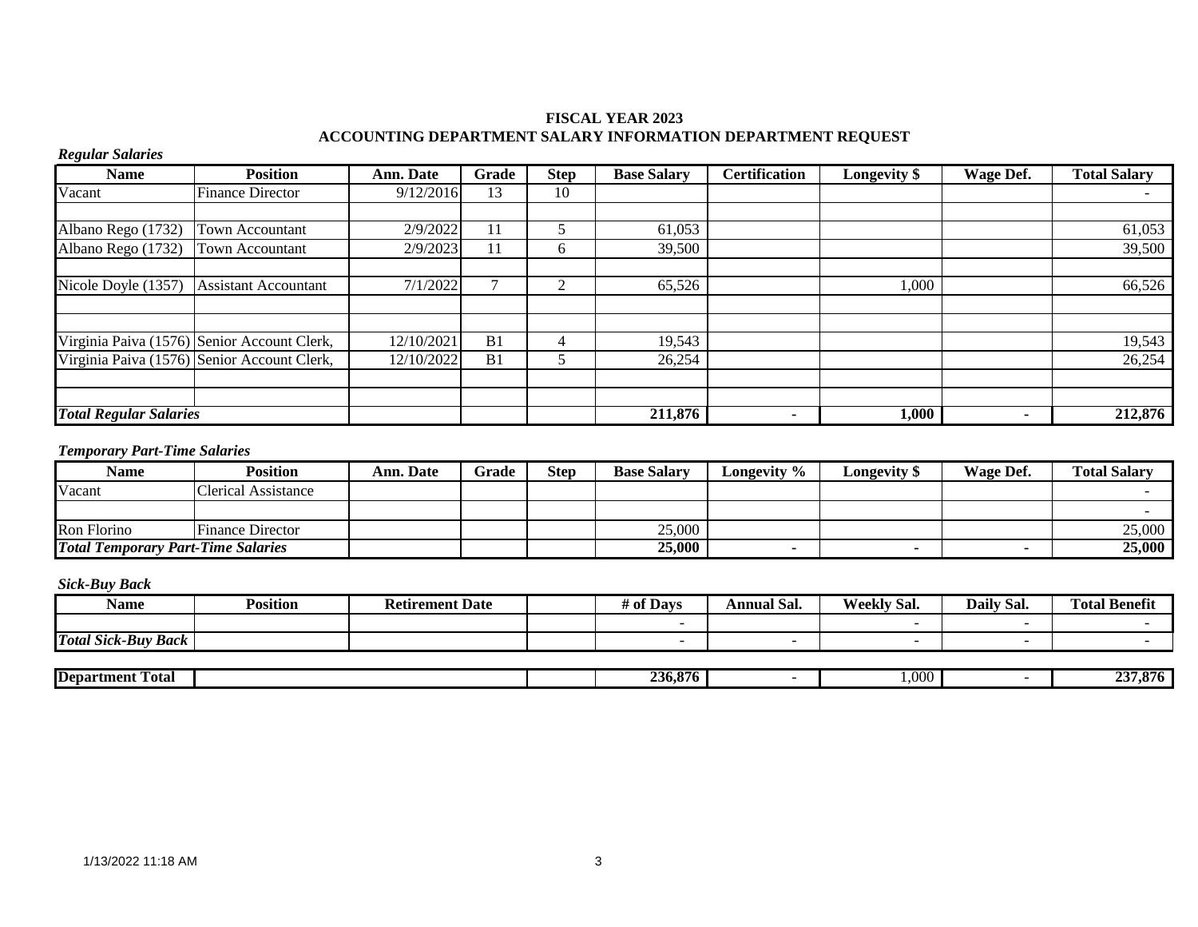**FISCAL YEAR 2023**
**ACCOUNTING DEPARTMENT SALARY INFORMATION DEPARTMENT REQUEST**

*Regular Salaries*

| Name | Position | Ann. Date | Grade | Step | Base Salary | Certification | Longevity $ | Wage Def. | Total Salary |
|---|---|---|---|---|---|---|---|---|---|
| Vacant | Finance Director | 9/12/2016 | 13 | 10 | | | | | - |
| | | | | | | | | | |
| Albano Rego (1732) | Town Accountant | 2/9/2022 | 11 | 5 | 61,053 | | | | 61,053 |
| Albano Rego (1732) | Town Accountant | 2/9/2023 | 11 | 6 | 39,500 | | | | 39,500 |
| | | | | | | | | | |
| Nicole Doyle (1357) | Assistant Accountant | 7/1/2022 | 7 | 2 | 65,526 | | 1,000 | | 66,526 |
| | | | | | | | | | |
| | | | | | | | | | |
| Virginia Paiva (1576) | Senior Account Clerk, | 12/10/2021 | B1 | 4 | 19,543 | | | | 19,543 |
| Virginia Paiva (1576) | Senior Account Clerk, | 12/10/2022 | B1 | 5 | 26,254 | | | | 26,254 |
| | | | | | | | | | |
| | | | | | | | | | |
| ***Total Regular Salaries*** | | | | | **211,876** | **-** | **1,000** | **-** | **212,876** |

*Temporary Part-Time Salaries*

| Name | Position | Ann. Date | Grade | Step | Base Salary | Longevity % | Longevity $ | Wage Def. | Total Salary |
|---|---|---|---|---|---|---|---|---|---|
| Vacant | Clerical Assistance | | | | | | | | - |
| | | | | | | | | | - |
| Ron Florino | Finance Director | | | | 25,000 | | | | 25,000 |
| ***Total Temporary Part-Time Salaries*** | | | | | **25,000** | **-** | **-** | **-** | **25,000** |

*Sick-Buy Back*

| Name | Position | Retirement Date | | # of Days | Annual Sal. | Weekly Sal. | Daily Sal. | Total Benefit |
|---|---|---|---|---|---|---|---|---|
| | | | | - | | - | - | - |
| ***Total Sick-Buy Back*** | | | | - | - | - | - | - |

| | | | | | | | |
|---|---|---|---|---|---|---|---|
| **Department Total** | | | **236,876** | - | 1,000 | - | **237,876** |

1/13/2022 11:18 AM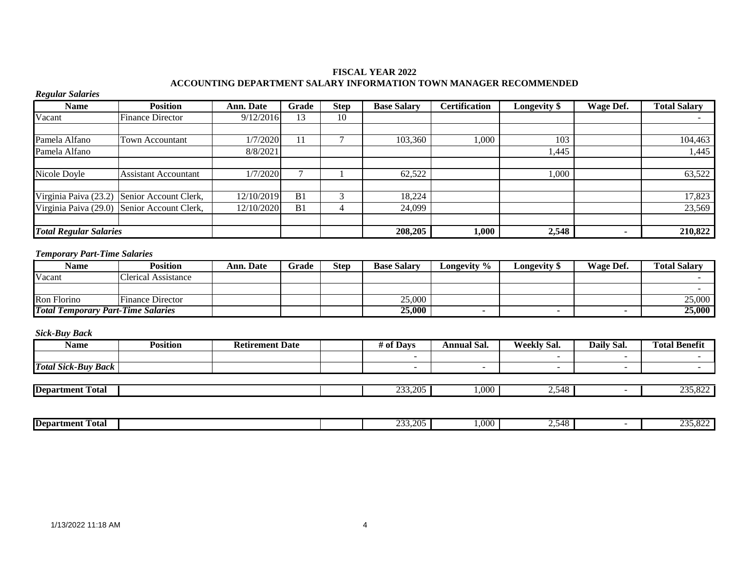# FISCAL YEAR 2022

## ACCOUNTING DEPARTMENT SALARY INFORMATION TOWN MANAGER RECOMMENDED

*Regular Salaries*

| Name | Position | Ann. Date | Grade | Step | Base Salary | Certification | Longevity $ | Wage Def. | Total Salary |
|---|---|---|---|---|---|---|---|---|---|
| Vacant | Finance Director | 9/12/2016 | 13 | 10 | | | | | - |
| | | | | | | | | | |
| Pamela Alfano | Town Accountant | 1/7/2020 | 11 | 7 | 103,360 | 1,000 | 103 | | 104,463 |
| Pamela Alfano | | 8/8/2021 | | | | | 1,445 | | 1,445 |
| | | | | | | | | | |
| Nicole Doyle | Assistant Accountant | 1/7/2020 | 7 | 1 | 62,522 | | 1,000 | | 63,522 |
| | | | | | | | | | |
| Virginia Paiva (23.2) | Senior Account Clerk, | 12/10/2019 | B1 | 3 | 18,224 | | | | 17,823 |
| Virginia Paiva (29.0) | Senior Account Clerk, | 12/10/2020 | B1 | 4 | 24,099 | | | | 23,569 |
| | | | | | | | | | |
| ***Total Regular Salaries*** | | | | | **208,205** | **1,000** | **2,548** | **-** | **210,822** |

*Temporary Part-Time Salaries*

| Name | Position | Ann. Date | Grade | Step | Base Salary | Longevity % | Longevity $ | Wage Def. | Total Salary |
|---|---|---|---|---|---|---|---|---|---|
| Vacant | Clerical Assistance | | | | | | | | - |
| | | | | | | | | | - |
| Ron Florino | Finance Director | | | | 25,000 | | | | 25,000 |
| ***Total Temporary Part-Time Salaries*** | | | | | **25,000** | **-** | **-** | **-** | **25,000** |

*Sick-Buy Back*

| Name | Position | Retirement Date | | # of Days | Annual Sal. | Weekly Sal. | Daily Sal. | Total Benefit |
|---|---|---|---|---|---|---|---|---|
| | | | | - | | - | - | - |
| ***Total Sick-Buy Back*** | | | | - | - | - | - | - |

| **Department Total** | | | 233,205 | 1,000 | 2,548 | - | 235,822 |
|---|---|---|---|---|---|---|---|

| **Department Total** | | | 233,205 | 1,000 | 2,548 | - | 235,822 |
|---|---|---|---|---|---|---|---|

1/13/2022 11:18 AM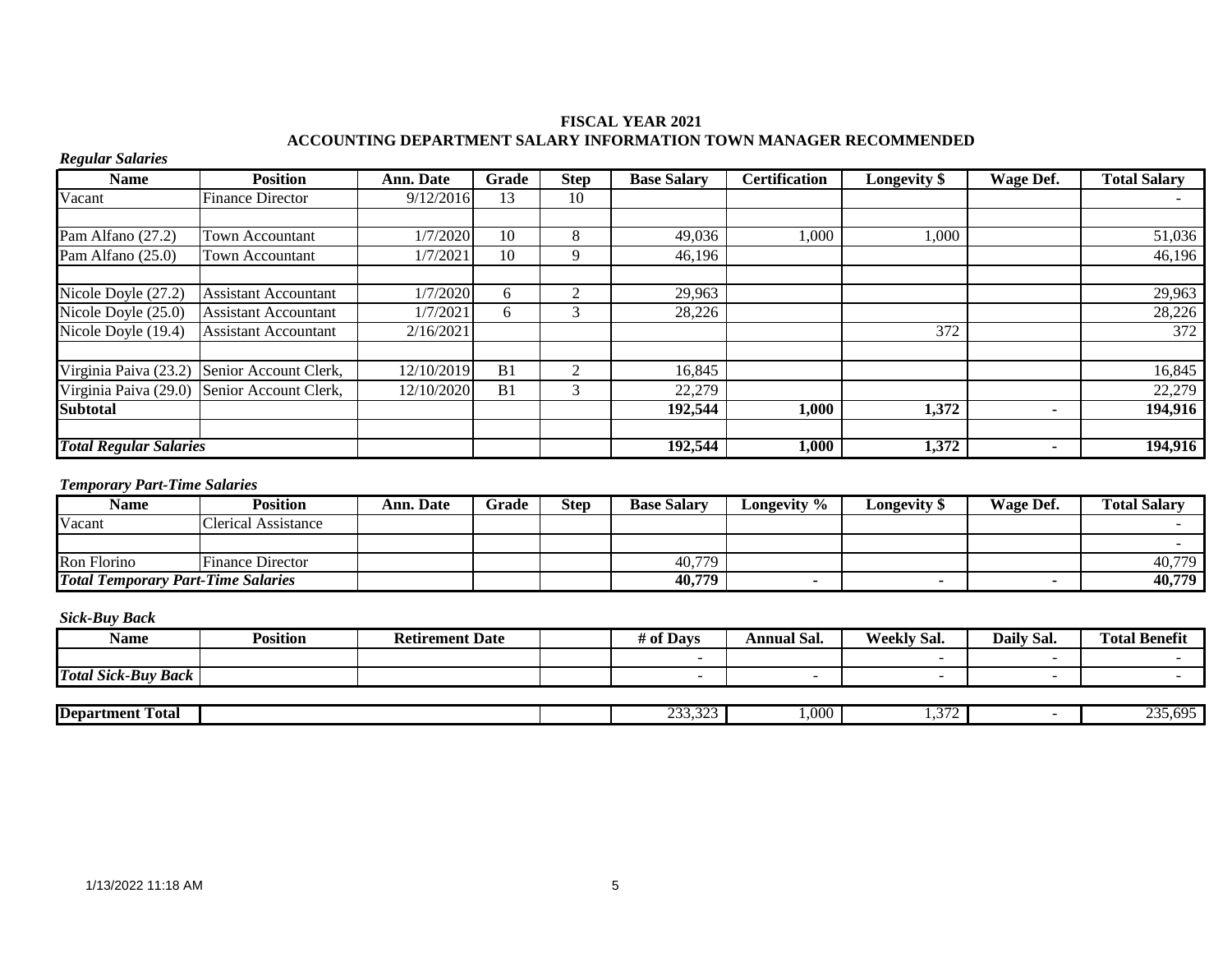## FISCAL YEAR 2021

## ACCOUNTING DEPARTMENT SALARY INFORMATION TOWN MANAGER RECOMMENDED

***Regular Salaries***

| Name | Position | Ann. Date | Grade | Step | Base Salary | Certification | Longevity $ | Wage Def. | Total Salary |
|---|---|---|---|---|---|---|---|---|---|
| Vacant | Finance Director | 9/12/2016 | 13 | 10 | | | | | - |
| | | | | | | | | | |
| Pam Alfano (27.2) | Town Accountant | 1/7/2020 | 10 | 8 | 49,036 | 1,000 | 1,000 | | 51,036 |
| Pam Alfano (25.0) | Town Accountant | 1/7/2021 | 10 | 9 | 46,196 | | | | 46,196 |
| | | | | | | | | | |
| Nicole Doyle (27.2) | Assistant Accountant | 1/7/2020 | 6 | 2 | 29,963 | | | | 29,963 |
| Nicole Doyle (25.0) | Assistant Accountant | 1/7/2021 | 6 | 3 | 28,226 | | | | 28,226 |
| Nicole Doyle (19.4) | Assistant Accountant | 2/16/2021 | | | | | 372 | | 372 |
| | | | | | | | | | |
| Virginia Paiva (23.2) | Senior Account Clerk, | 12/10/2019 | B1 | 2 | 16,845 | | | | 16,845 |
| Virginia Paiva (29.0) | Senior Account Clerk, | 12/10/2020 | B1 | 3 | 22,279 | | | | 22,279 |
| **Subtotal** | | | | | **192,544** | **1,000** | **1,372** | **-** | **194,916** |
| | | | | | | | | | |
| ***Total Regular Salaries*** | | | | | **192,544** | **1,000** | **1,372** | **-** | **194,916** |

***Temporary Part-Time Salaries***

| Name | Position | Ann. Date | Grade | Step | Base Salary | Longevity % | Longevity $ | Wage Def. | Total Salary |
|---|---|---|---|---|---|---|---|---|---|
| Vacant | Clerical Assistance | | | | | | | | - |
| | | | | | | | | | - |
| Ron Florino | Finance Director | | | | 40,779 | | | | 40,779 |
| ***Total Temporary Part-Time Salaries*** | | | | | **40,779** | **-** | **-** | **-** | **40,779** |

***Sick-Buy Back***

| Name | Position | Retirement Date | | # of Days | Annual Sal. | Weekly Sal. | Daily Sal. | Total Benefit |
|---|---|---|---|---|---|---|---|---|
| | | | | - | | - | - | - |
| ***Total Sick-Buy Back*** | | | | - | - | - | - | - |

| **Department Total** | | | 233,323 | 1,000 | 1,372 | - | 235,695 |
|---|---|---|---|---|---|---|---|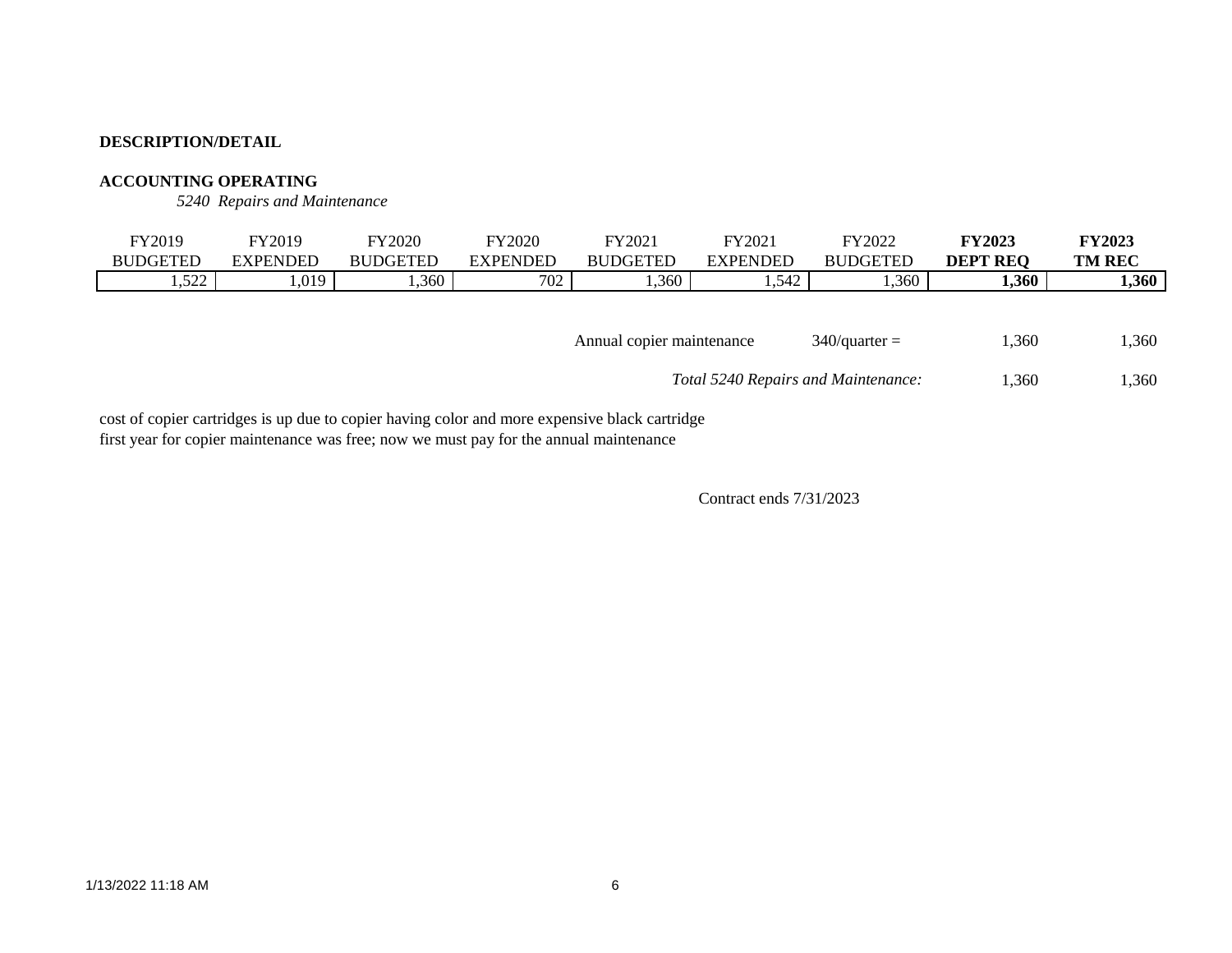**DESCRIPTION/DETAIL**

**ACCOUNTING OPERATING**

*5240 Repairs and Maintenance*

| FY2019 BUDGETED | FY2019 EXPENDED | FY2020 BUDGETED | FY2020 EXPENDED | FY2021 BUDGETED | FY2021 EXPENDED | FY2022 BUDGETED | **FY2023 DEPT REQ** | **FY2023 TM REC** |
|---|---|---|---|---|---|---|---|---|
| 1,522 | 1,019 | 1,360 | 702 | 1,360 | 1,542 | 1,360 | **1,360** | **1,360** |

| | | | |
|---|---|---|---|
| Annual copier maintenance | 340/quarter = | 1,360 | 1,360 |
| *Total 5240 Repairs and Maintenance:* | | 1,360 | 1,360 |

cost of copier cartridges is up due to copier having color and more expensive black cartridge
first year for copier maintenance was free; now we must pay for the annual maintenance

Contract ends 7/31/2023

1/13/2022 11:18 AM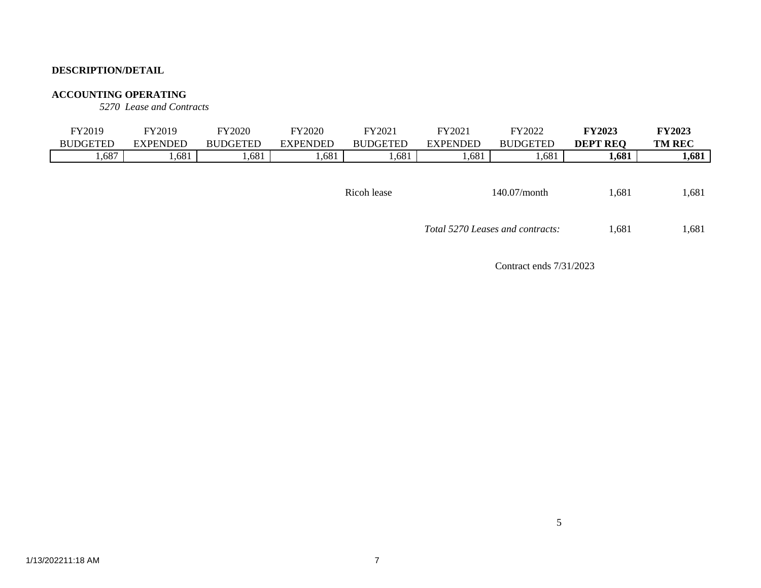**DESCRIPTION/DETAIL**

**ACCOUNTING OPERATING**

*5270 Lease and Contracts*

| FY2019 BUDGETED | FY2019 EXPENDED | FY2020 BUDGETED | FY2020 EXPENDED | FY2021 BUDGETED | FY2021 EXPENDED | FY2022 BUDGETED | **FY2023 DEPT REQ** | **FY2023 TM REC** |
|---|---|---|---|---|---|---|---|---|
| 1,687 | 1,681 | 1,681 | 1,681 | 1,681 | 1,681 | 1,681 | **1,681** | **1,681** |

| | | | |
|---|---|---|---|
| Ricoh lease | 140.07/month | 1,681 | 1,681 |
| *Total 5270 Leases and contracts:* | | 1,681 | 1,681 |

Contract ends 7/31/2023

1/13/2022 11:18 AM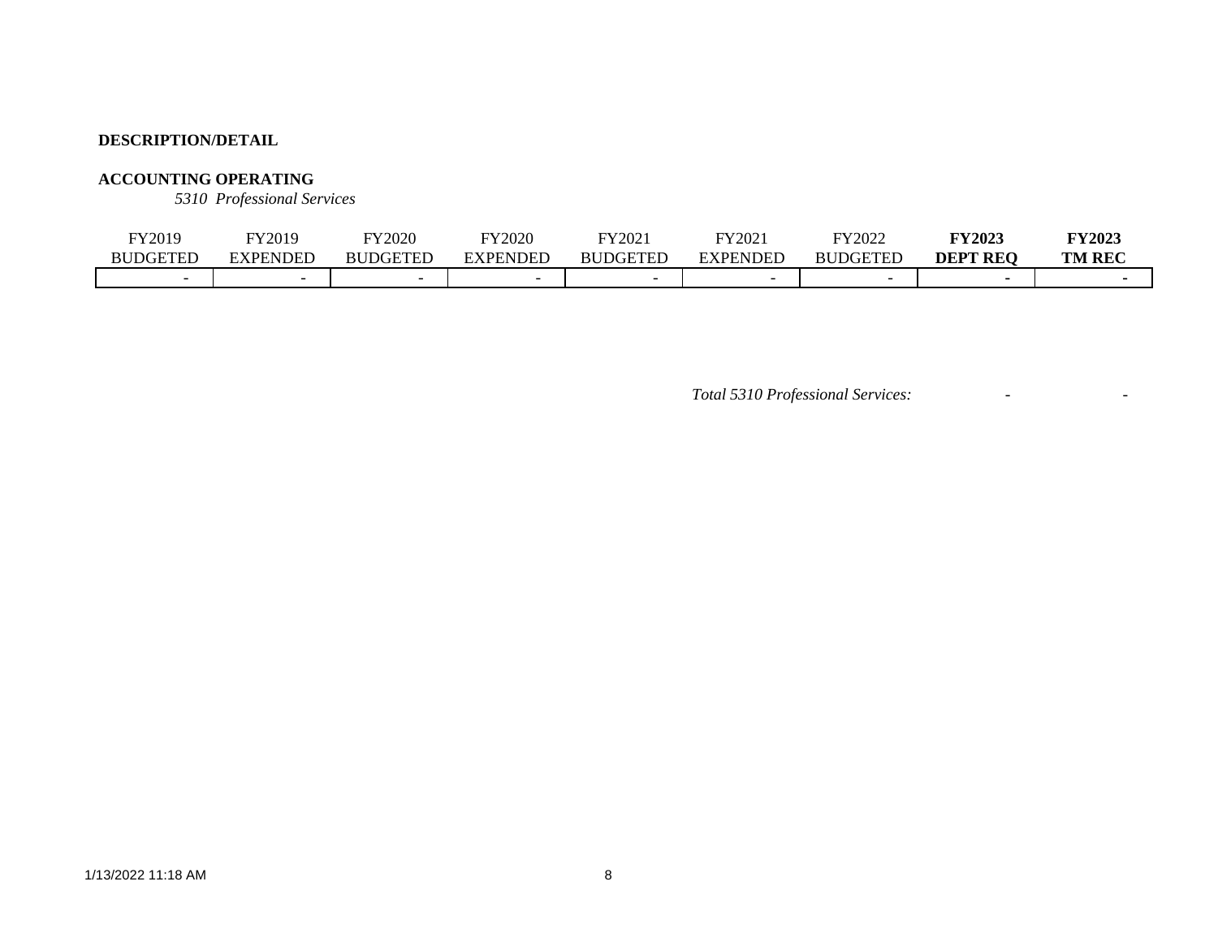**DESCRIPTION/DETAIL**

**ACCOUNTING OPERATING**

*5310 Professional Services*

| FY2019 BUDGETED | FY2019 EXPENDED | FY2020 BUDGETED | FY2020 EXPENDED | FY2021 BUDGETED | FY2021 EXPENDED | FY2022 BUDGETED | **FY2023 DEPT REQ** | **FY2023 TM REC** |
|---|---|---|---|---|---|---|---|---|
| - | - | - | - | - | - | - | - | - |

| | FY2023 DEPT REQ | FY2023 TM REC |
|---|---|---|
| *Total 5310 Professional Services:* | - | - |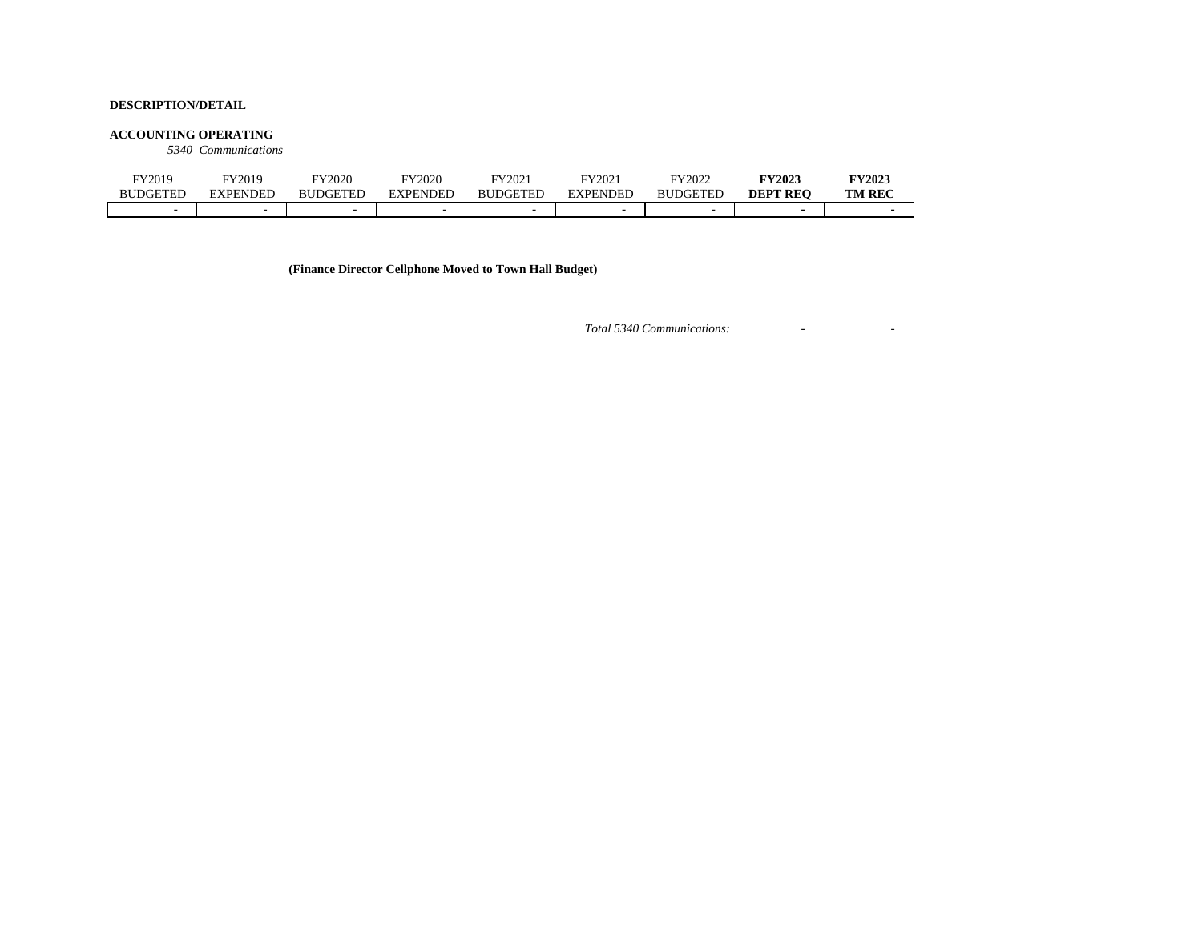**DESCRIPTION/DETAIL**

**ACCOUNTING OPERATING**

*5340 Communications*

| FY2019 BUDGETED | FY2019 EXPENDED | FY2020 BUDGETED | FY2020 EXPENDED | FY2021 BUDGETED | FY2021 EXPENDED | FY2022 BUDGETED | **FY2023 DEPT REQ** | **FY2023 TM REC** |
|---|---|---|---|---|---|---|---|---|
| - | - | - | - | - | - | - | - | - |

**(Finance Director Cellphone Moved to Town Hall Budget)**

*Total 5340 Communications:* - -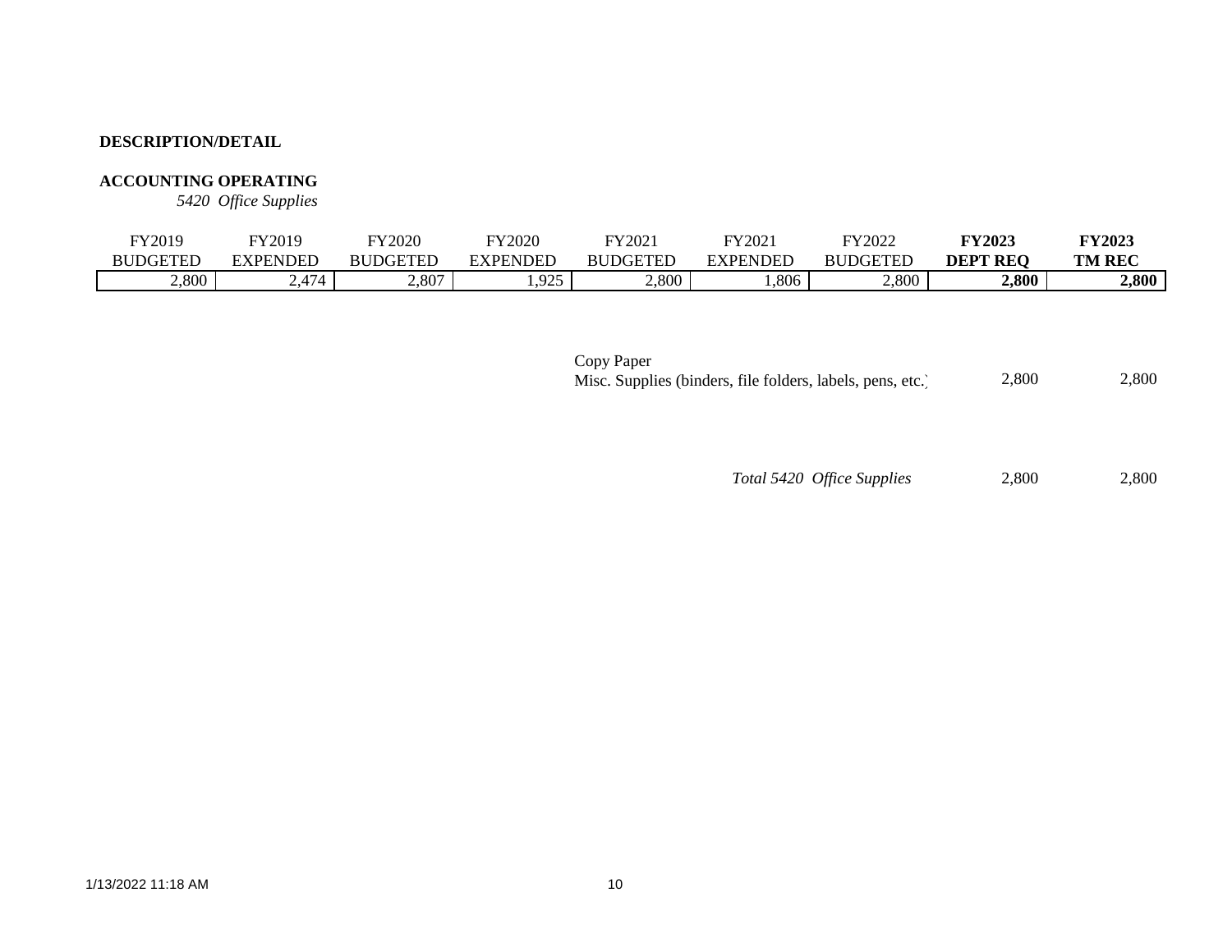**DESCRIPTION/DETAIL**

**ACCOUNTING OPERATING**

*5420 Office Supplies*

| FY2019 BUDGETED | FY2019 EXPENDED | FY2020 BUDGETED | FY2020 EXPENDED | FY2021 BUDGETED | FY2021 EXPENDED | FY2022 BUDGETED | **FY2023 DEPT REQ** | **FY2023 TM REC** |
|---|---|---|---|---|---|---|---|---|
| 2,800 | 2,474 | 2,807 | 1,925 | 2,800 | 1,806 | 2,800 | **2,800** | **2,800** |

| | FY2023 DEPT REQ | FY2023 TM REC |
|---|---|---|
| Copy Paper | | |
| Misc. Supplies (binders, file folders, labels, pens, etc.) | 2,800 | 2,800 |
| *Total 5420 Office Supplies* | 2,800 | 2,800 |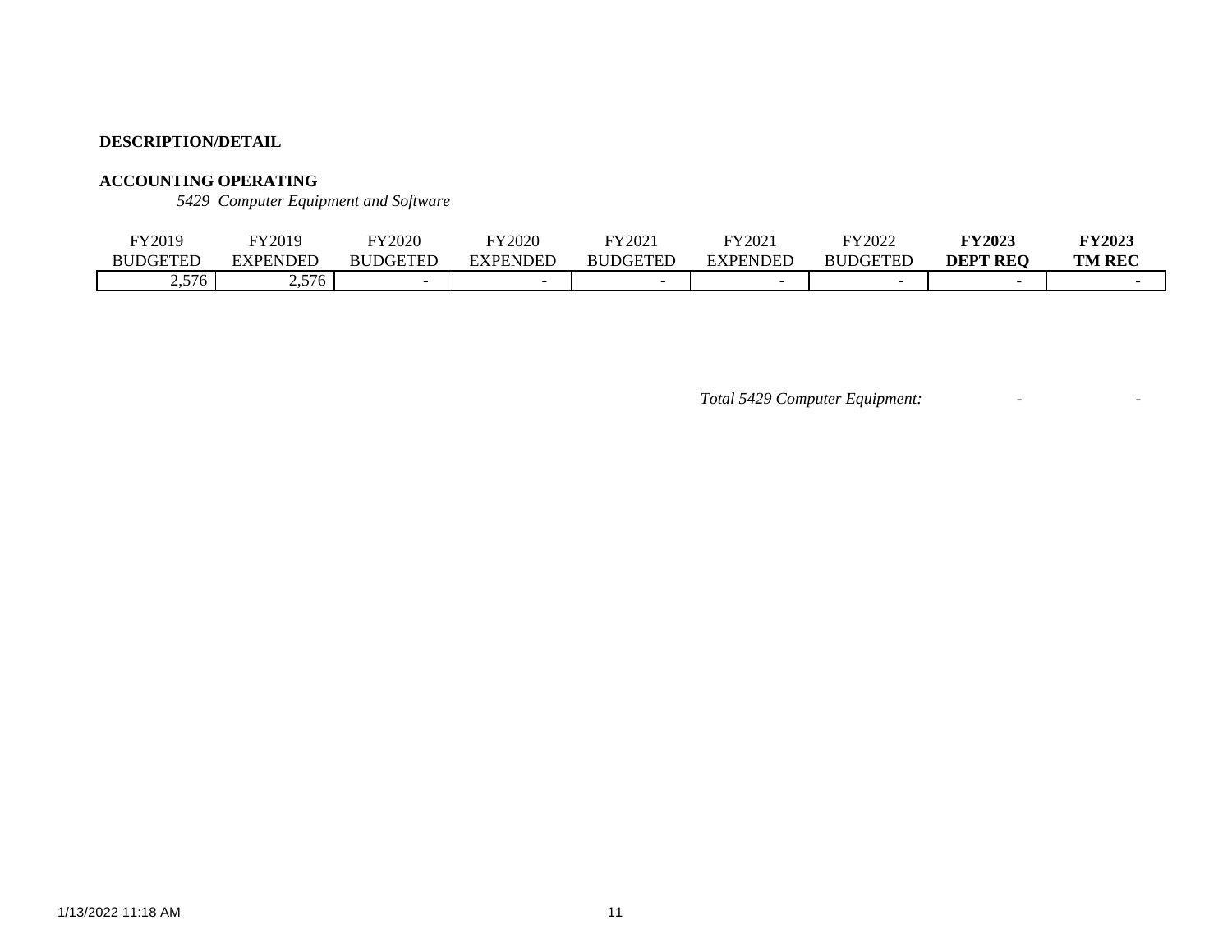**DESCRIPTION/DETAIL**

**ACCOUNTING OPERATING**

*5429 Computer Equipment and Software*

| FY2019 BUDGETED | FY2019 EXPENDED | FY2020 BUDGETED | FY2020 EXPENDED | FY2021 BUDGETED | FY2021 EXPENDED | FY2022 BUDGETED | **FY2023 DEPT REQ** | **FY2023 TM REC** |
|---|---|---|---|---|---|---|---|---|
| 2,576 | 2,576 | - | - | - | - | - | - | - |

*Total 5429 Computer Equipment:* - -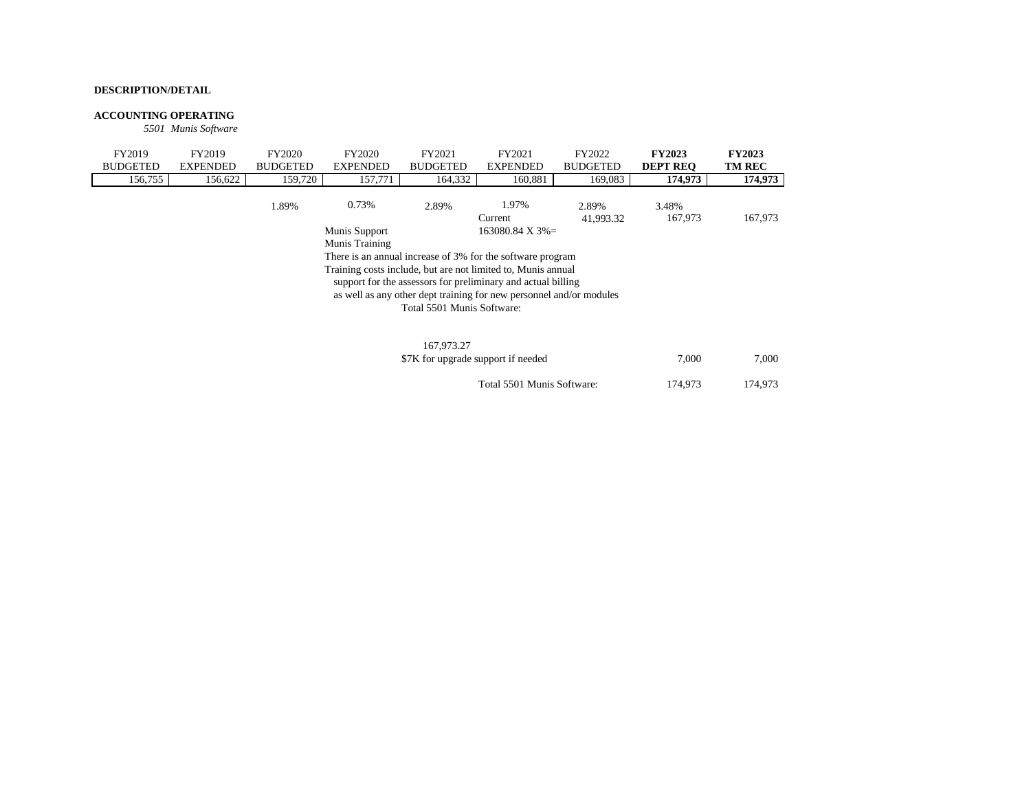**DESCRIPTION/DETAIL**

**ACCOUNTING OPERATING**

*5501 Munis Software*

| FY2019 BUDGETED | FY2019 EXPENDED | FY2020 BUDGETED | FY2020 EXPENDED | FY2021 BUDGETED | FY2021 EXPENDED | FY2022 BUDGETED | **FY2023 DEPT REQ** | **FY2023 TM REC** |
|---|---|---|---|---|---|---|---|---|
| 156,755 | 156,622 | 159,720 | 157,771 | 164,332 | 160,881 | 169,083 | **174,973** | **174,973** |
| | | 1.89% | 0.73% | 2.89% | 1.97% | 2.89% | 3.48% | |
| | | | | | Current | 41,993.32 | 167,973 | 167,973 |
| | | | Munis Support | | 163080.84 X 3%= | | | |
| | | | Munis Training | | | | | |

There is an annual increase of 3% for the software program

Training costs include, but are not limited to, Munis annual support for the assessors for preliminary and actual billing as well as any other dept training for new personnel and/or modules

Total 5501 Munis Software:

167,973.27

| | FY2023 DEPT REQ | FY2023 TM REC |
|---|---|---|
| $7K for upgrade support if needed | 7,000 | 7,000 |
| Total 5501 Munis Software: | 174,973 | 174,973 |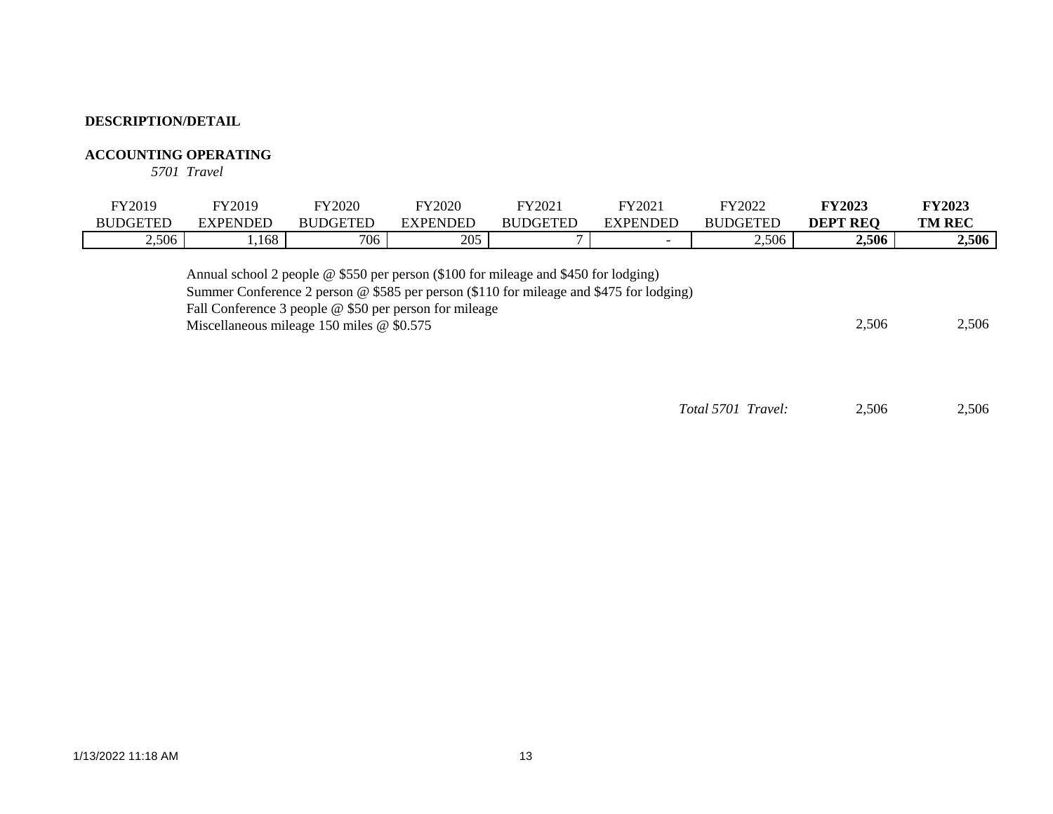**DESCRIPTION/DETAIL**

**ACCOUNTING OPERATING**

*5701 Travel*

| FY2019 BUDGETED | FY2019 EXPENDED | FY2020 BUDGETED | FY2020 EXPENDED | FY2021 BUDGETED | FY2021 EXPENDED | FY2022 BUDGETED | **FY2023 DEPT REQ** | **FY2023 TM REC** |
|---|---|---|---|---|---|---|---|---|
| 2,506 | 1,168 | 706 | 205 | 7 | - | 2,506 | **2,506** | **2,506** |

| Description | FY2023 DEPT REQ | FY2023 TM REC |
|---|---|---|
| Annual school 2 people @ $550 per person ($100 for mileage and $450 for lodging)<br>Summer Conference 2 person @ $585 per person ($110 for mileage and $475 for lodging)<br>Fall Conference 3 people @ $50 per person for mileage<br>Miscellaneous mileage 150 miles @ $0.575 | 2,506 | 2,506 |
| *Total 5701 Travel:* | 2,506 | 2,506 |

1/13/2022 11:18 AM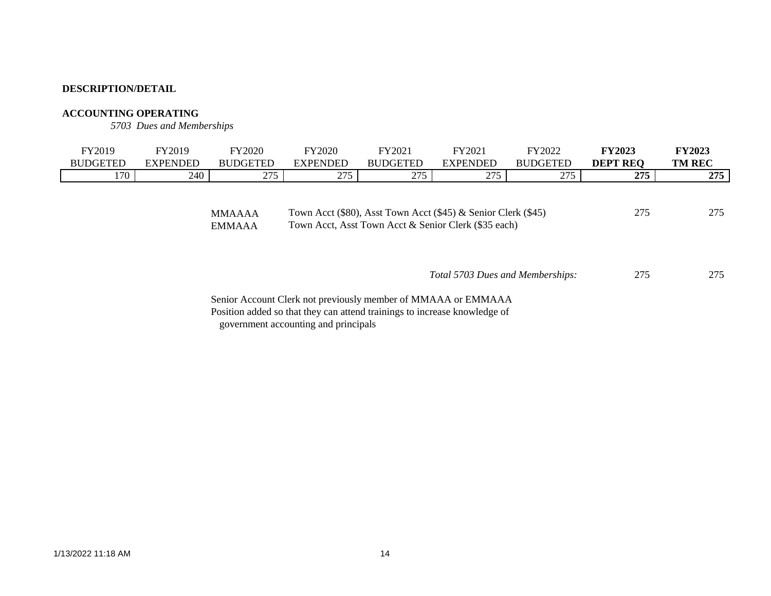**DESCRIPTION/DETAIL**

**ACCOUNTING OPERATING**

*5703 Dues and Memberships*

| FY2019 BUDGETED | FY2019 EXPENDED | FY2020 BUDGETED | FY2020 EXPENDED | FY2021 BUDGETED | FY2021 EXPENDED | FY2022 BUDGETED | **FY2023 DEPT REQ** | **FY2023 TM REC** |
|---|---|---|---|---|---|---|---|---|
| 170 | 240 | 275 | 275 | 275 | 275 | 275 | **275** | **275** |

| | | DEPT REQ | TM REC |
|---|---|---|---|
| MMAAAA | Town Acct ($80), Asst Town Acct ($45) & Senior Clerk ($45) | 275 | 275 |
| EMMAAA | Town Acct, Asst Town Acct & Senior Clerk ($35 each) | | |
| | *Total 5703 Dues and Memberships:* | 275 | 275 |

Senior Account Clerk not previously member of MMAAA or EMMAAA
Position added so that they can attend trainings to increase knowledge of
government accounting and principals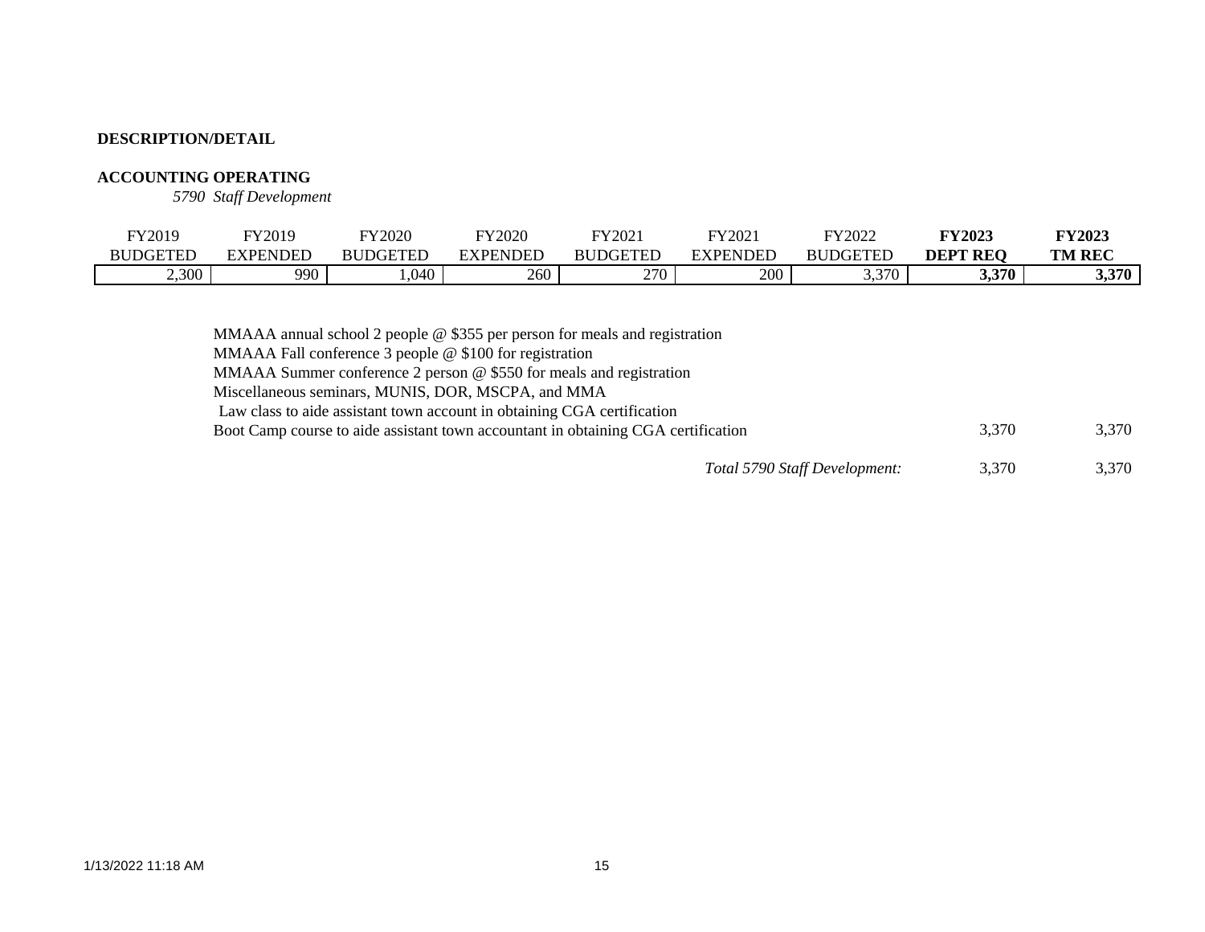**DESCRIPTION/DETAIL**

**ACCOUNTING OPERATING**

*5790 Staff Development*

| FY2019 BUDGETED | FY2019 EXPENDED | FY2020 BUDGETED | FY2020 EXPENDED | FY2021 BUDGETED | FY2021 EXPENDED | FY2022 BUDGETED | **FY2023 DEPT REQ** | **FY2023 TM REC** |
|---|---|---|---|---|---|---|---|---|
| 2,300 | 990 | 1,040 | 260 | 270 | 200 | 3,370 | **3,370** | **3,370** |

| Description | FY2023 DEPT REQ | FY2023 TM REC |
|---|---|---|
| MMAAA annual school 2 people @ $355 per person for meals and registration | | |
| MMAAA Fall conference 3 people @ $100 for registration | | |
| MMAAA Summer conference 2 person @ $550 for meals and registration | | |
| Miscellaneous seminars, MUNIS, DOR, MSCPA, and MMA | | |
| Law class to aide assistant town account in obtaining CGA certification | | |
| Boot Camp course to aide assistant town accountant in obtaining CGA certification | 3,370 | 3,370 |
| *Total 5790 Staff Development:* | 3,370 | 3,370 |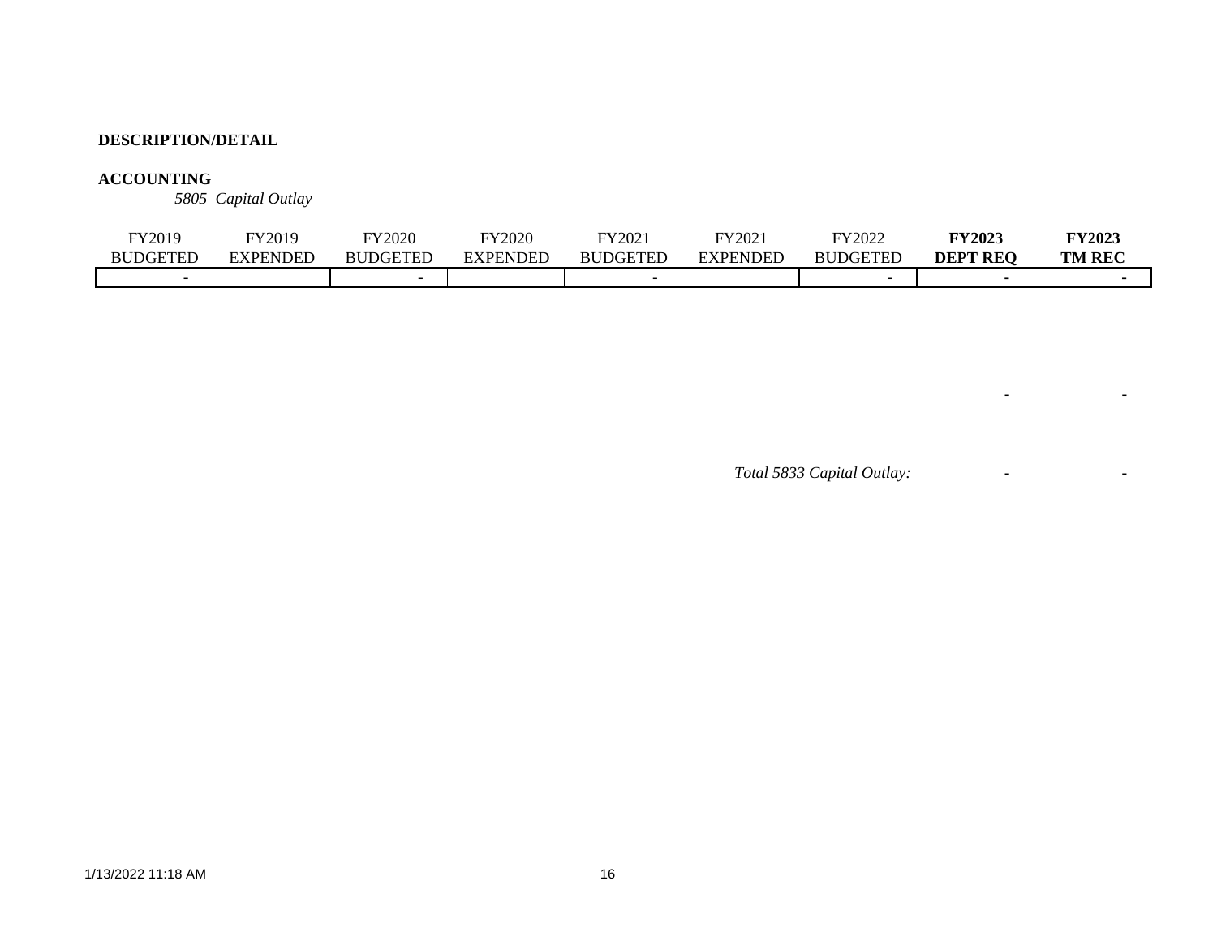**DESCRIPTION/DETAIL**

**ACCOUNTING**

*5805 Capital Outlay*

| FY2019 BUDGETED | FY2019 EXPENDED | FY2020 BUDGETED | FY2020 EXPENDED | FY2021 BUDGETED | FY2021 EXPENDED | FY2022 BUDGETED | **FY2023 DEPT REQ** | **FY2023 TM REC** |
|---|---|---|---|---|---|---|---|---|
| - | | - | | - | | - | - | - |

| | FY2023 DEPT REQ | FY2023 TM REC |
|---|---|---|
| | - | - |
| *Total 5833 Capital Outlay:* | - | - |

1/13/2022 11:18 AM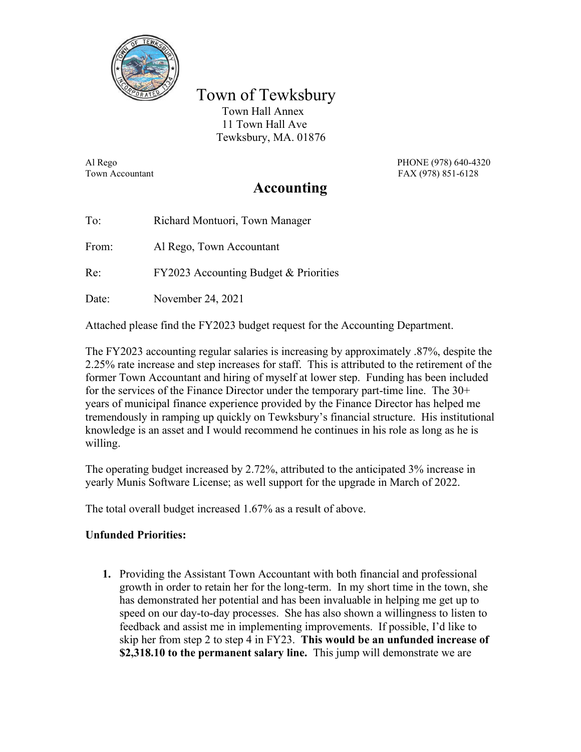# Town of Tewksbury

Town Hall Annex
11 Town Hall Ave
Tewksbury, MA. 01876

Al Rego
Town Accountant

PHONE (978) 640-4320
FAX (978) 851-6128

## Accounting

To: Richard Montuori, Town Manager

From: Al Rego, Town Accountant

Re: FY2023 Accounting Budget & Priorities

Date: November 24, 2021

Attached please find the FY2023 budget request for the Accounting Department.

The FY2023 accounting regular salaries is increasing by approximately .87%, despite the 2.25% rate increase and step increases for staff. This is attributed to the retirement of the former Town Accountant and hiring of myself at lower step. Funding has been included for the services of the Finance Director under the temporary part-time line. The 30+ years of municipal finance experience provided by the Finance Director has helped me tremendously in ramping up quickly on Tewksbury's financial structure. His institutional knowledge is an asset and I would recommend he continues in his role as long as he is willing.

The operating budget increased by 2.72%, attributed to the anticipated 3% increase in yearly Munis Software License; as well support for the upgrade in March of 2022.

The total overall budget increased 1.67% as a result of above.

**Unfunded Priorities:**

1. Providing the Assistant Town Accountant with both financial and professional growth in order to retain her for the long-term. In my short time in the town, she has demonstrated her potential and has been invaluable in helping me get up to speed on our day-to-day processes. She has also shown a willingness to listen to feedback and assist me in implementing improvements. If possible, I'd like to skip her from step 2 to step 4 in FY23. **This would be an unfunded increase of $2,318.10 to the permanent salary line.** This jump will demonstrate we are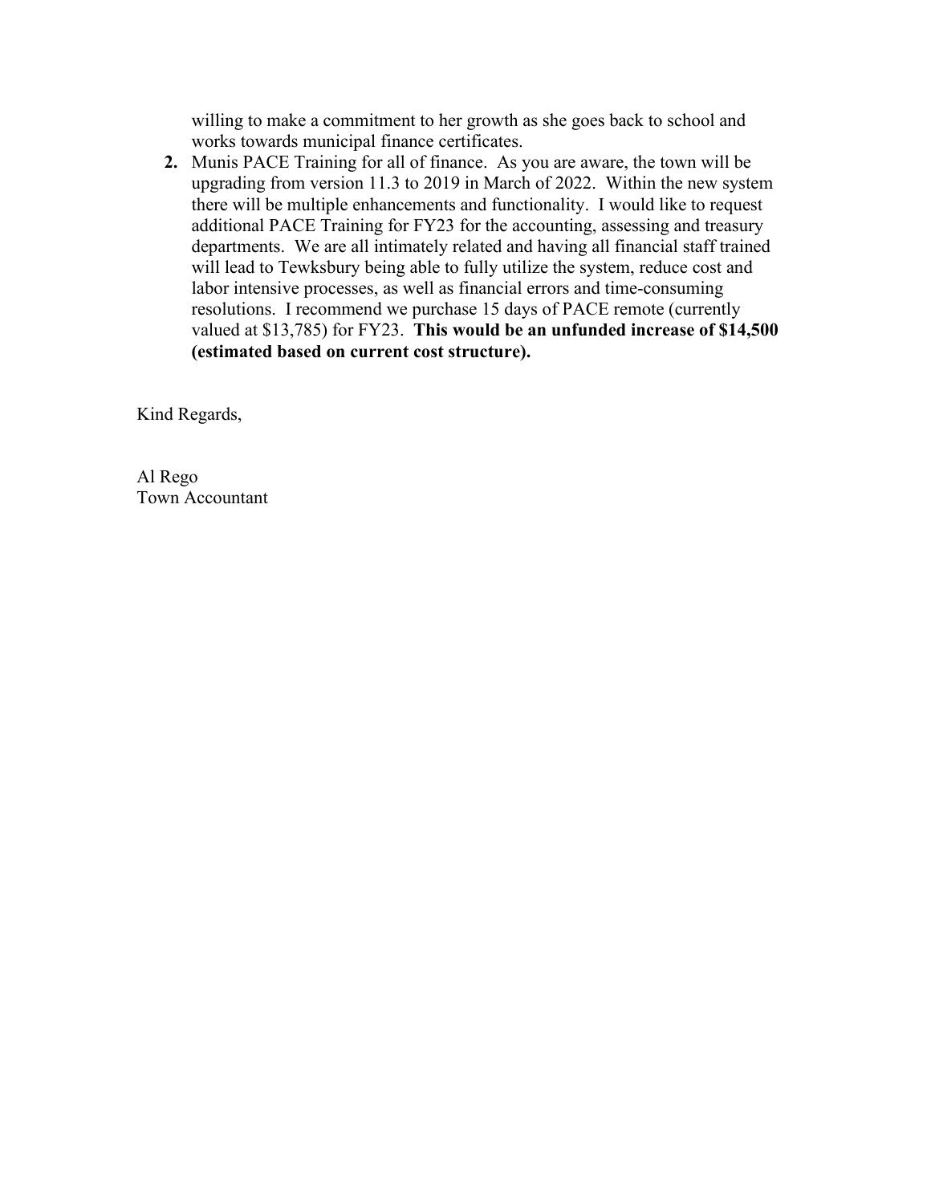willing to make a commitment to her growth as she goes back to school and works towards municipal finance certificates.

2. Munis PACE Training for all of finance. As you are aware, the town will be upgrading from version 11.3 to 2019 in March of 2022. Within the new system there will be multiple enhancements and functionality. I would like to request additional PACE Training for FY23 for the accounting, assessing and treasury departments. We are all intimately related and having all financial staff trained will lead to Tewksbury being able to fully utilize the system, reduce cost and labor intensive processes, as well as financial errors and time-consuming resolutions. I recommend we purchase 15 days of PACE remote (currently valued at $13,785) for FY23. **This would be an unfunded increase of $14,500 (estimated based on current cost structure).**

Kind Regards,

Al Rego
Town Accountant